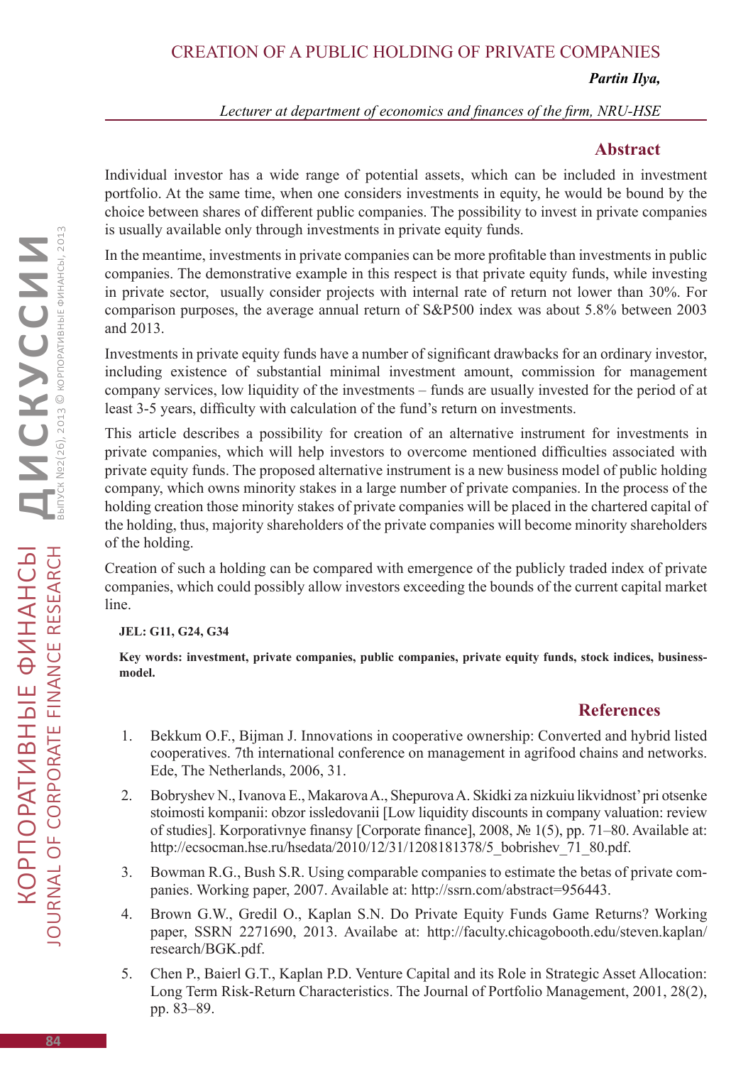# CREATION OF A PUBLIC HOLDING OF PRIVATE COMPANIES

***Partin Ilya,***

*Lecturer at department of economics and finances of the firm, NRU-HSE*

## Abstract

Individual investor has a wide range of potential assets, which can be included in investment portfolio. At the same time, when one considers investments in equity, he would be bound by the choice between shares of different public companies. The possibility to invest in private companies is usually available only through investments in private equity funds.

In the meantime, investments in private companies can be more profitable than investments in public companies. The demonstrative example in this respect is that private equity funds, while investing in private sector, usually consider projects with internal rate of return not lower than 30%. For comparison purposes, the average annual return of S&P500 index was about 5.8% between 2003 and 2013.

Investments in private equity funds have a number of significant drawbacks for an ordinary investor, including existence of substantial minimal investment amount, commission for management company services, low liquidity of the investments – funds are usually invested for the period of at least 3-5 years, difficulty with calculation of the fund's return on investments.

This article describes a possibility for creation of an alternative instrument for investments in private companies, which will help investors to overcome mentioned difficulties associated with private equity funds. The proposed alternative instrument is a new business model of public holding company, which owns minority stakes in a large number of private companies. In the process of the holding creation those minority stakes of private companies will be placed in the chartered capital of the holding, thus, majority shareholders of the private companies will become minority shareholders of the holding.

Creation of such a holding can be compared with emergence of the publicly traded index of private companies, which could possibly allow investors exceeding the bounds of the current capital market line.

**JEL: G11, G24, G34**

**Key words: investment, private companies, public companies, private equity funds, stock indices, business-model.**

## References

1. Bekkum O.F., Bijman J. Innovations in cooperative ownership: Converted and hybrid listed cooperatives. 7th international conference on management in agrifood chains and networks. Ede, The Netherlands, 2006, 31.
2. Bobryshev N., Ivanova E., Makarova A., Shepurova A. Skidki za nizkuiu likvidnost' pri otsenke stoimosti kompanii: obzor issledovanii [Low liquidity discounts in company valuation: review of studies]. Korporativnye finansy [Corporate finance], 2008, № 1(5), pp. 71–80. Available at: http://ecsocman.hse.ru/hsedata/2010/12/31/1208181378/5_bobrishev_71_80.pdf.
3. Bowman R.G., Bush S.R. Using comparable companies to estimate the betas of private companies. Working paper, 2007. Available at: http://ssrn.com/abstract=956443.
4. Brown G.W., Gredil O., Kaplan S.N. Do Private Equity Funds Game Returns? Working paper, SSRN 2271690, 2013. Availabe at: http://faculty.chicagobooth.edu/steven.kaplan/research/BGK.pdf.
5. Chen P., Baierl G.T., Kaplan P.D. Venture Capital and its Role in Strategic Asset Allocation: Long Term Risk-Return Characteristics. The Journal of Portfolio Management, 2001, 28(2), pp. 83–89.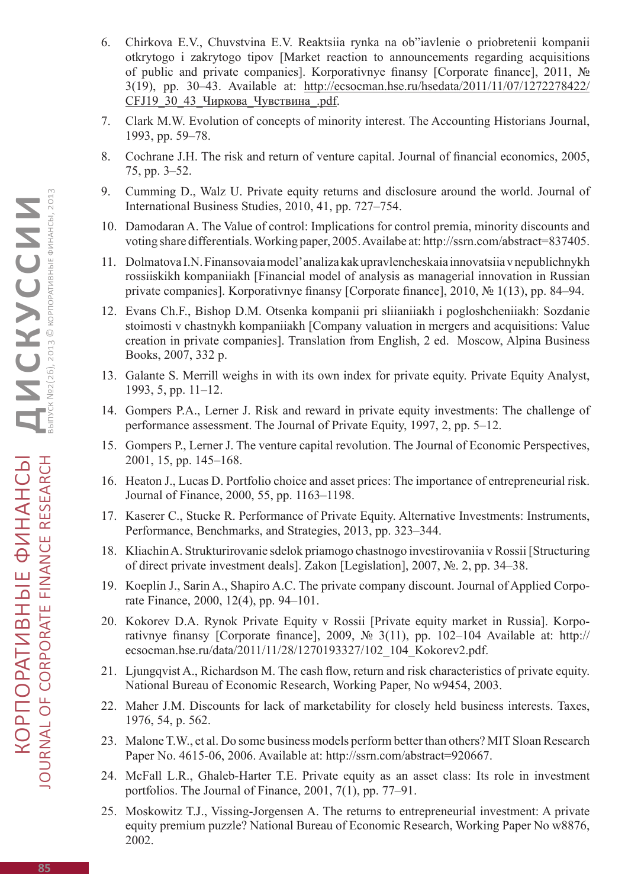6. Chirkova E.V., Chuvstvina E.V. Reaktsiia rynka na ob"iavlenie o priobretenii kompanii otkrytogo i zakrytogo tipov [Market reaction to announcements regarding acquisitions of public and private companies]. Korporativnye finansy [Corporate finance], 2011, № 3(19), pp. 30–43. Available at: http://ecsocman.hse.ru/hsedata/2011/11/07/1272278422/CFJ19_30_43_Чиркова_Чувствина_.pdf.
7. Clark M.W. Evolution of concepts of minority interest. The Accounting Historians Journal, 1993, pp. 59–78.
8. Cochrane J.H. The risk and return of venture capital. Journal of financial economics, 2005, 75, pp. 3–52.
9. Cumming D., Walz U. Private equity returns and disclosure around the world. Journal of International Business Studies, 2010, 41, pp. 727–754.
10. Damodaran A. The Value of control: Implications for control premia, minority discounts and voting share differentials. Working paper, 2005. Availabe at: http://ssrn.com/abstract=837405.
11. Dolmatova I.N. Finansovaia model' analiza kak upravlencheskaia innovatsiia v nepublichnykh rossiiskikh kompaniiakh [Financial model of analysis as managerial innovation in Russian private companies]. Korporativnye finansy [Corporate finance], 2010, № 1(13), pp. 84–94.
12. Evans Ch.F., Bishop D.M. Otsenka kompanii pri sliianiiakh i pogloshcheniiakh: Sozdanie stoimosti v chastnykh kompaniiakh [Company valuation in mergers and acquisitions: Value creation in private companies]. Translation from English, 2 ed. Moscow, Alpina Business Books, 2007, 332 p.
13. Galante S. Merrill weighs in with its own index for private equity. Private Equity Analyst, 1993, 5, pp. 11–12.
14. Gompers P.A., Lerner J. Risk and reward in private equity investments: The challenge of performance assessment. The Journal of Private Equity, 1997, 2, pp. 5–12.
15. Gompers P., Lerner J. The venture capital revolution. The Journal of Economic Perspectives, 2001, 15, pp. 145–168.
16. Heaton J., Lucas D. Portfolio choice and asset prices: The importance of entrepreneurial risk. Journal of Finance, 2000, 55, pp. 1163–1198.
17. Kaserer C., Stucke R. Performance of Private Equity. Alternative Investments: Instruments, Performance, Benchmarks, and Strategies, 2013, pp. 323–344.
18. Kliachin A. Strukturirovanie sdelok priamogo chastnogo investirovaniia v Rossii [Structuring of direct private investment deals]. Zakon [Legislation], 2007, №. 2, pp. 34–38.
19. Koeplin J., Sarin A., Shapiro A.C. The private company discount. Journal of Applied Corporate Finance, 2000, 12(4), pp. 94–101.
20. Kokorev D.A. Rynok Private Equity v Rossii [Private equity market in Russia]. Korporativnye finansy [Corporate finance], 2009, № 3(11), pp. 102–104 Available at: http://ecsocman.hse.ru/data/2011/11/28/1270193327/102_104_Kokorev2.pdf.
21. Ljungqvist A., Richardson M. The cash flow, return and risk characteristics of private equity. National Bureau of Economic Research, Working Paper, No w9454, 2003.
22. Maher J.M. Discounts for lack of marketability for closely held business interests. Taxes, 1976, 54, p. 562.
23. Malone T.W., et al. Do some business models perform better than others? MIT Sloan Research Paper No. 4615-06, 2006. Available at: http://ssrn.com/abstract=920667.
24. McFall L.R., Ghaleb-Harter T.E. Private equity as an asset class: Its role in investment portfolios. The Journal of Finance, 2001, 7(1), pp. 77–91.
25. Moskowitz T.J., Vissing-Jorgensen A. The returns to entrepreneurial investment: A private equity premium puzzle? National Bureau of Economic Research, Working Paper No w8876, 2002.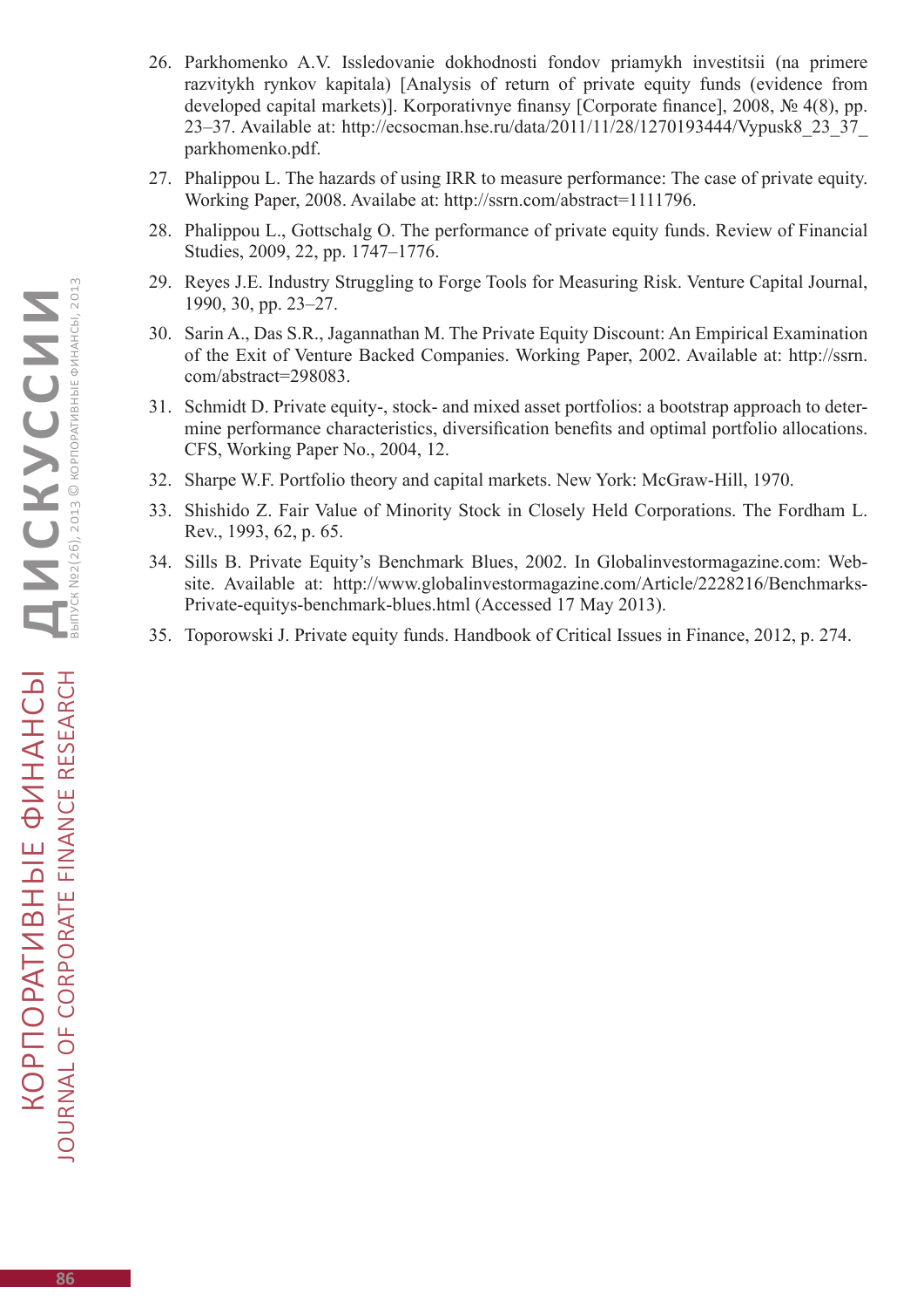26. Parkhomenko A.V. Issledovanie dokhodnosti fondov priamykh investitsii (na primere razvitykh rynkov kapitala) [Analysis of return of private equity funds (evidence from developed capital markets)]. Korporativnye finansy [Corporate finance], 2008, № 4(8), pp. 23–37. Available at: http://ecsocman.hse.ru/data/2011/11/28/1270193444/Vypusk8_23_37_parkhomenko.pdf.

27. Phalippou L. The hazards of using IRR to measure performance: The case of private equity. Working Paper, 2008. Availabe at: http://ssrn.com/abstract=1111796.

28. Phalippou L., Gottschalg O. The performance of private equity funds. Review of Financial Studies, 2009, 22, pp. 1747–1776.

29. Reyes J.E. Industry Struggling to Forge Tools for Measuring Risk. Venture Capital Journal, 1990, 30, pp. 23–27.

30. Sarin A., Das S.R., Jagannathan M. The Private Equity Discount: An Empirical Examination of the Exit of Venture Backed Companies. Working Paper, 2002. Available at: http://ssrn.com/abstract=298083.

31. Schmidt D. Private equity-, stock- and mixed asset portfolios: a bootstrap approach to determine performance characteristics, diversification benefits and optimal portfolio allocations. CFS, Working Paper No., 2004, 12.

32. Sharpe W.F. Portfolio theory and capital markets. New York: McGraw-Hill, 1970.

33. Shishido Z. Fair Value of Minority Stock in Closely Held Corporations. The Fordham L. Rev., 1993, 62, p. 65.

34. Sills B. Private Equity's Benchmark Blues, 2002. In Globalinvestormagazine.com: Website. Available at: http://www.globalinvestormagazine.com/Article/2228216/Benchmarks-Private-equitys-benchmark-blues.html (Accessed 17 May 2013).

35. Toporowski J. Private equity funds. Handbook of Critical Issues in Finance, 2012, p. 274.